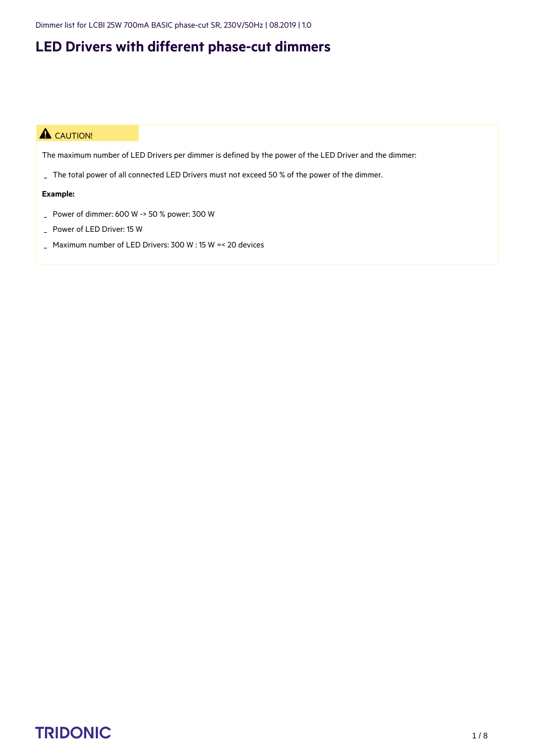# LED Drivers with different phase-cut dimmers

**⚠ CAUTION!**

The maximum number of LED Drivers per dimmer is defined by the power of the LED Driver and the dimmer:

- The total power of all connected LED Drivers must not exceed 50 % of the power of the dimmer.

**Example:**

- Power of dimmer: 600 W -> 50 % power: 300 W
- Power of LED Driver: 15 W
- Maximum number of LED Drivers: 300 W : 15 W =< 20 devices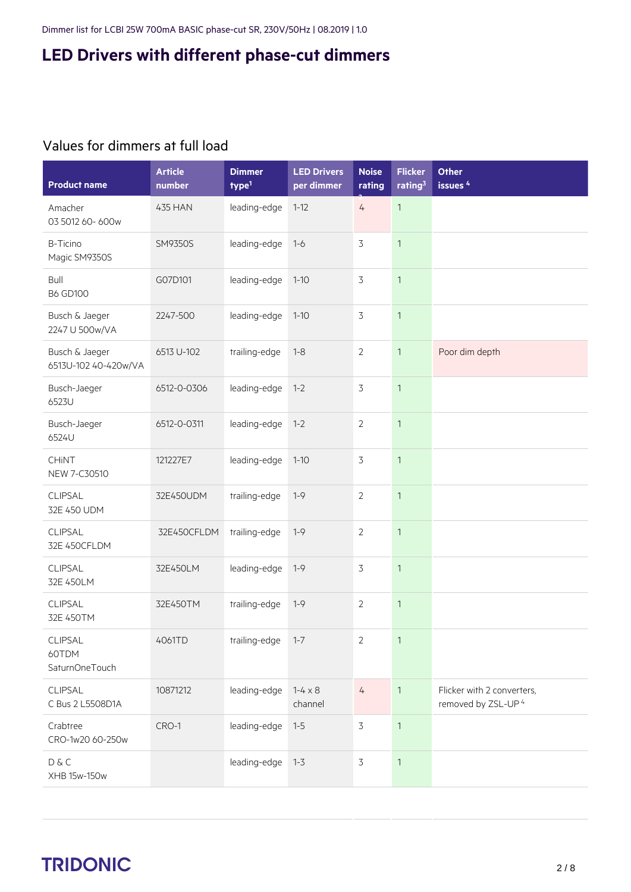Dimmer list for LCBI 25W 700mA BASIC phase-cut SR, 230V/50Hz | 08.2019 | 1.0

# LED Drivers with different phase-cut dimmers

## Values for dimmers at full load

| Product name | Article number | Dimmer type[1] | LED Drivers per dimmer | Noise rating[2] | Flicker rating[3] | Other issues [4] |
|---|---|---|---|---|---|---|
| Amacher 03 5012 60- 600w | 435 HAN | leading-edge | 1-12 | 4 | 1 | |
| B-Ticino Magic SM9350S | SM9350S | leading-edge | 1-6 | 3 | 1 | |
| Bull B6 GD100 | G07D101 | leading-edge | 1-10 | 3 | 1 | |
| Busch & Jaeger 2247 U 500w/VA | 2247-500 | leading-edge | 1-10 | 3 | 1 | |
| Busch & Jaeger 6513U-102 40-420w/VA | 6513 U-102 | trailing-edge | 1-8 | 2 | 1 | Poor dim depth |
| Busch-Jaeger 6523U | 6512-0-0306 | leading-edge | 1-2 | 3 | 1 | |
| Busch-Jaeger 6524U | 6512-0-0311 | leading-edge | 1-2 | 2 | 1 | |
| CHiNT NEW 7-C30510 | 121227E7 | leading-edge | 1-10 | 3 | 1 | |
| CLIPSAL 32E 450 UDM | 32E450UDM | trailing-edge | 1-9 | 2 | 1 | |
| CLIPSAL 32E 450CFLDM | 32E450CFLDM | trailing-edge | 1-9 | 2 | 1 | |
| CLIPSAL 32E 450LM | 32E450LM | leading-edge | 1-9 | 3 | 1 | |
| CLIPSAL 32E 450TM | 32E450TM | trailing-edge | 1-9 | 2 | 1 | |
| CLIPSAL 60TDM SaturnOneTouch | 4061TD | trailing-edge | 1-7 | 2 | 1 | |
| CLIPSAL C Bus 2 L5508D1A | 10871212 | leading-edge | 1-4 x 8 channel | 4 | 1 | Flicker with 2 converters, removed by ZSL-UP [4] |
| Crabtree CRO-1w20 60-250w | CRO-1 | leading-edge | 1-5 | 3 | 1 | |
| D & C XHB 15w-150w | | leading-edge | 1-3 | 3 | 1 | |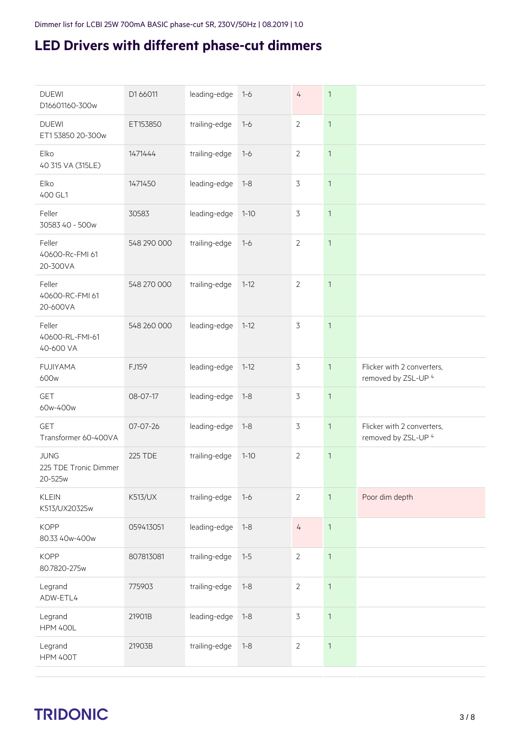# LED Drivers with different phase-cut dimmers

| | | | | | | |
|---|---|---|---|---|---|---|
| DUEWI D16601160-300w | D1 66011 | leading-edge | 1-6 | 4 | 1 | |
| DUEWI ET1 53850 20-300w | ET153850 | trailing-edge | 1-6 | 2 | 1 | |
| Elko 40 315 VA (315LE) | 1471444 | trailing-edge | 1-6 | 2 | 1 | |
| Elko 400 GL1 | 1471450 | leading-edge | 1-8 | 3 | 1 | |
| Feller 30583 40 - 500w | 30583 | leading-edge | 1-10 | 3 | 1 | |
| Feller 40600-Rc-FMI 61 20-300VA | 548 290 000 | trailing-edge | 1-6 | 2 | 1 | |
| Feller 40600-RC-FMI 61 20-600VA | 548 270 000 | trailing-edge | 1-12 | 2 | 1 | |
| Feller 40600-RL-FMI-61 40-600 VA | 548 260 000 | leading-edge | 1-12 | 3 | 1 | |
| FUJIYAMA 600w | FJ159 | leading-edge | 1-12 | 3 | 1 | Flicker with 2 converters, removed by ZSL-UP [4] |
| GET 60w-400w | 08-07-17 | leading-edge | 1-8 | 3 | 1 | |
| GET Transformer 60-400VA | 07-07-26 | leading-edge | 1-8 | 3 | 1 | Flicker with 2 converters, removed by ZSL-UP [4] |
| JUNG 225 TDE Tronic Dimmer 20-525w | 225 TDE | trailing-edge | 1-10 | 2 | 1 | |
| KLEIN K513/UX20325w | K513/UX | trailing-edge | 1-6 | 2 | 1 | Poor dim depth |
| KOPP 80.33 40w-400w | 059413051 | leading-edge | 1-8 | 4 | 1 | |
| KOPP 80.7820-275w | 807813081 | trailing-edge | 1-5 | 2 | 1 | |
| Legrand ADW-ETL4 | 775903 | trailing-edge | 1-8 | 2 | 1 | |
| Legrand HPM 400L | 21901B | leading-edge | 1-8 | 3 | 1 | |
| Legrand HPM 400T | 21903B | trailing-edge | 1-8 | 2 | 1 | |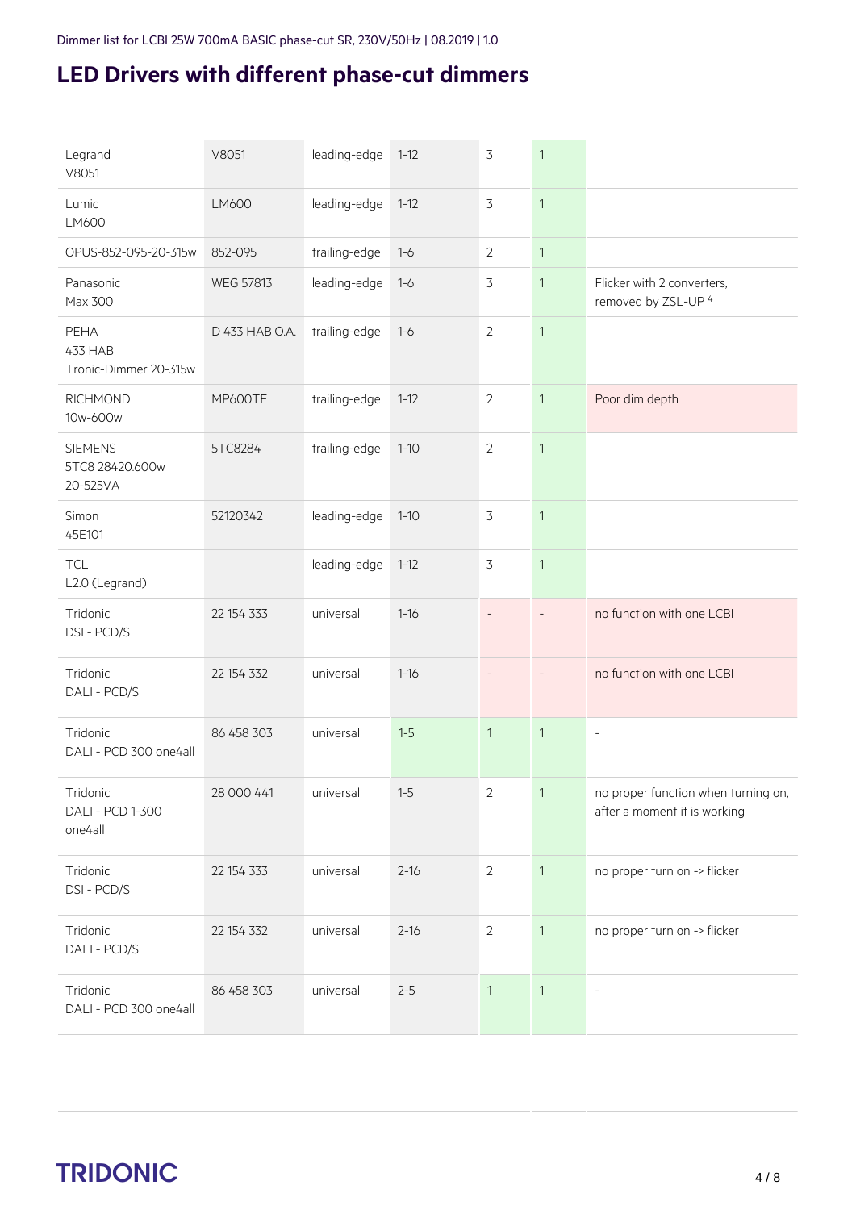# LED Drivers with different phase-cut dimmers

| | | | | | | |
|---|---|---|---|---|---|---|
| Legrand<br>V8051 | V8051 | leading-edge | 1-12 | 3 | 1 | |
| Lumic<br>LM600 | LM600 | leading-edge | 1-12 | 3 | 1 | |
| OPUS-852-095-20-315w | 852-095 | trailing-edge | 1-6 | 2 | 1 | |
| Panasonic<br>Max 300 | WEG 57813 | leading-edge | 1-6 | 3 | 1 | Flicker with 2 converters, removed by ZSL-UP [4] |
| PEHA<br>433 HAB<br>Tronic-Dimmer 20-315w | D 433 HAB O.A. | trailing-edge | 1-6 | 2 | 1 | |
| RICHMOND<br>10w-600w | MP600TE | trailing-edge | 1-12 | 2 | 1 | Poor dim depth |
| SIEMENS<br>5TC8 28420.600w<br>20-525VA | 5TC8284 | trailing-edge | 1-10 | 2 | 1 | |
| Simon<br>45E101 | 52120342 | leading-edge | 1-10 | 3 | 1 | |
| TCL<br>L2.0 (Legrand) | | leading-edge | 1-12 | 3 | 1 | |
| Tridonic<br>DSI - PCD/S | 22 154 333 | universal | 1-16 | - | - | no function with one LCBI |
| Tridonic<br>DALI - PCD/S | 22 154 332 | universal | 1-16 | - | - | no function with one LCBI |
| Tridonic<br>DALI - PCD 300 one4all | 86 458 303 | universal | 1-5 | 1 | 1 | - |
| Tridonic<br>DALI - PCD 1-300 one4all | 28 000 441 | universal | 1-5 | 2 | 1 | no proper function when turning on, after a moment it is working |
| Tridonic<br>DSI - PCD/S | 22 154 333 | universal | 2-16 | 2 | 1 | no proper turn on -> flicker |
| Tridonic<br>DALI - PCD/S | 22 154 332 | universal | 2-16 | 2 | 1 | no proper turn on -> flicker |
| Tridonic<br>DALI - PCD 300 one4all | 86 458 303 | universal | 2-5 | 1 | 1 | - |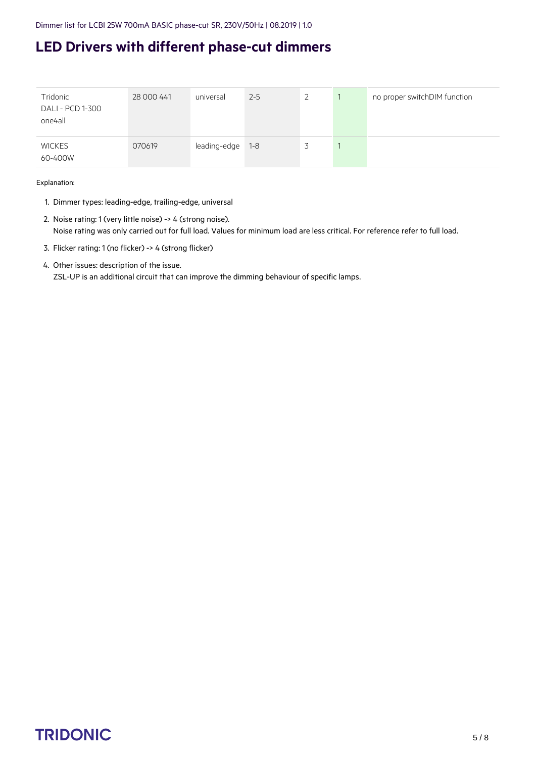# LED Drivers with different phase-cut dimmers

| | | | | | | |
|---|---|---|---|---|---|---|
| Tridonic DALI - PCD 1-300 one4all | 28 000 441 | universal | 2-5 | 2 | 1 | no proper switchDIM function |
| WICKES 60-400W | 070619 | leading-edge | 1-8 | 3 | 1 | |

Explanation:

1. Dimmer types: leading-edge, trailing-edge, universal
2. Noise rating: 1 (very little noise) -> 4 (strong noise).
   Noise rating was only carried out for full load. Values for minimum load are less critical. For reference refer to full load.
3. Flicker rating: 1 (no flicker) -> 4 (strong flicker)
4. Other issues: description of the issue.
   ZSL-UP is an additional circuit that can improve the dimming behaviour of specific lamps.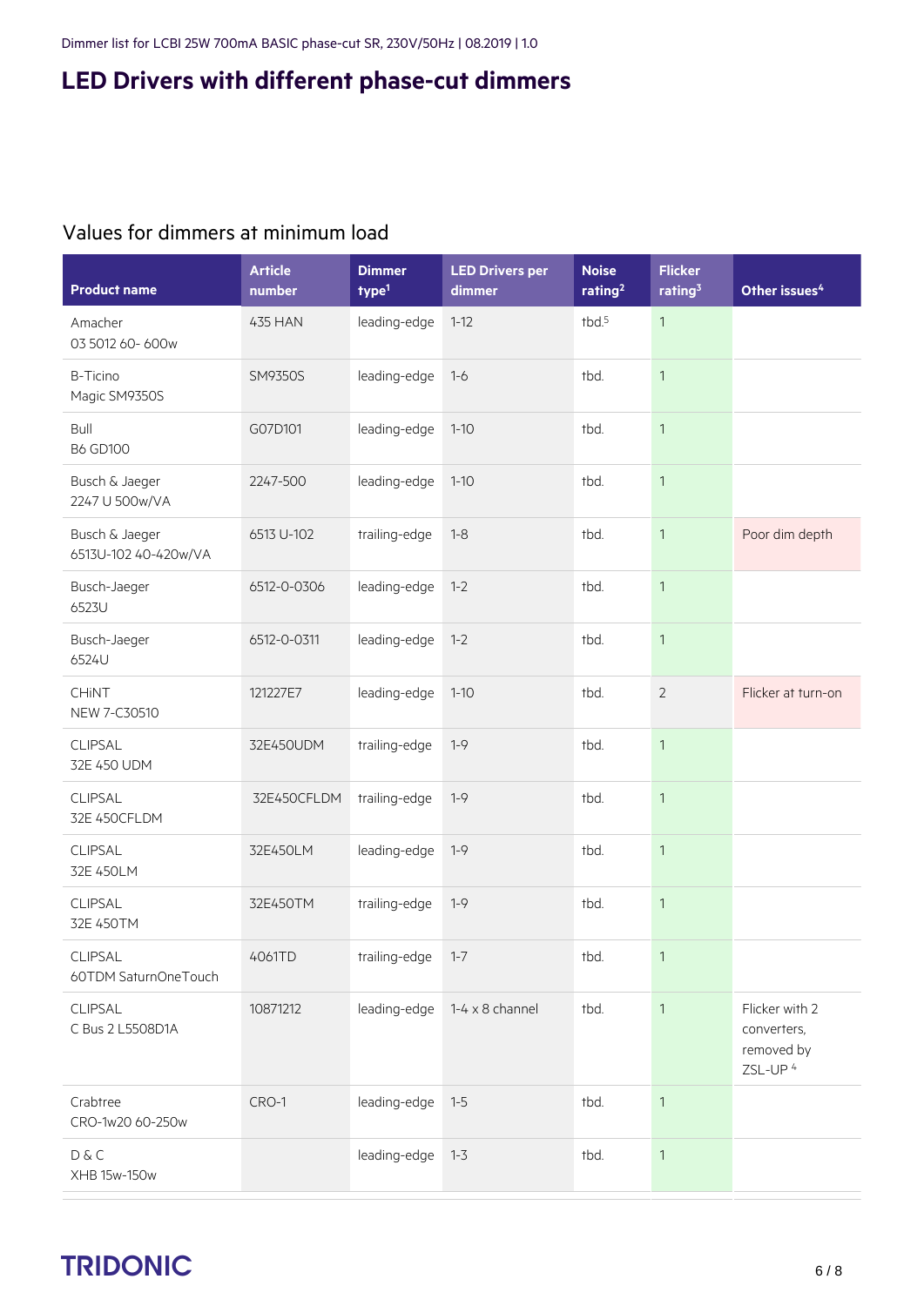# LED Drivers with different phase-cut dimmers

## Values for dimmers at minimum load

| Product name | Article number | Dimmer type[1] | LED Drivers per dimmer | Noise rating[2] | Flicker rating[3] | Other issues[4] |
|---|---|---|---|---|---|---|
| Amacher 03 5012 60- 600w | 435 HAN | leading-edge | 1-12 | tbd.[5] | 1 | |
| B-Ticino Magic SM9350S | SM9350S | leading-edge | 1-6 | tbd. | 1 | |
| Bull B6 GD100 | G07D101 | leading-edge | 1-10 | tbd. | 1 | |
| Busch & Jaeger 2247 U 500w/VA | 2247-500 | leading-edge | 1-10 | tbd. | 1 | |
| Busch & Jaeger 6513U-102 40-420w/VA | 6513 U-102 | trailing-edge | 1-8 | tbd. | 1 | Poor dim depth |
| Busch-Jaeger 6523U | 6512-0-0306 | leading-edge | 1-2 | tbd. | 1 | |
| Busch-Jaeger 6524U | 6512-0-0311 | leading-edge | 1-2 | tbd. | 1 | |
| CHiNT NEW 7-C30510 | 121227E7 | leading-edge | 1-10 | tbd. | 2 | Flicker at turn-on |
| CLIPSAL 32E 450 UDM | 32E450UDM | trailing-edge | 1-9 | tbd. | 1 | |
| CLIPSAL 32E 450CFLDM | 32E450CFLDM | trailing-edge | 1-9 | tbd. | 1 | |
| CLIPSAL 32E 450LM | 32E450LM | leading-edge | 1-9 | tbd. | 1 | |
| CLIPSAL 32E 450TM | 32E450TM | trailing-edge | 1-9 | tbd. | 1 | |
| CLIPSAL 60TDM SaturnOneTouch | 4061TD | trailing-edge | 1-7 | tbd. | 1 | |
| CLIPSAL C Bus 2 L5508D1A | 10871212 | leading-edge | 1-4 x 8 channel | tbd. | 1 | Flicker with 2 converters, removed by ZSL-UP [4] |
| Crabtree CRO-1w20 60-250w | CRO-1 | leading-edge | 1-5 | tbd. | 1 | |
| D & C XHB 15w-150w | | leading-edge | 1-3 | tbd. | 1 | |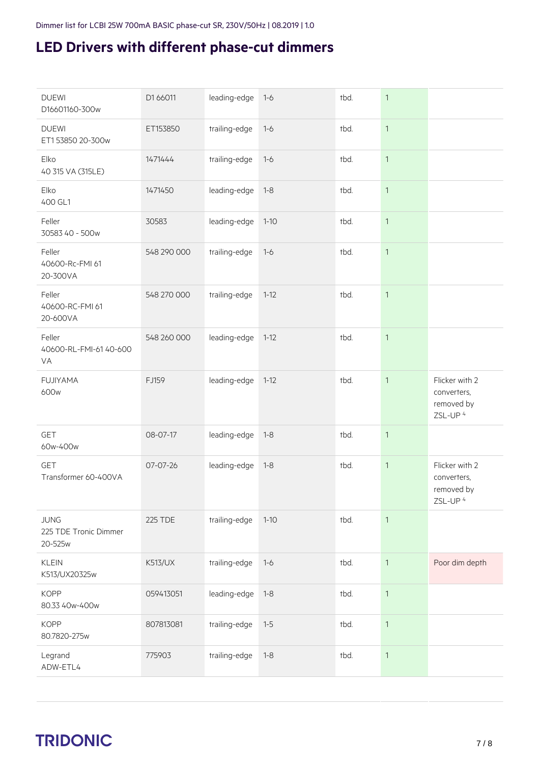# LED Drivers with different phase-cut dimmers

| | | | | | | |
|---|---|---|---|---|---|---|
| DUEWI D16601160-300w | D1 66011 | leading-edge | 1-6 | tbd. | 1 | |
| DUEWI ET1 53850 20-300w | ET153850 | trailing-edge | 1-6 | tbd. | 1 | |
| Elko 40 315 VA (315LE) | 1471444 | trailing-edge | 1-6 | tbd. | 1 | |
| Elko 400 GL1 | 1471450 | leading-edge | 1-8 | tbd. | 1 | |
| Feller 30583 40 - 500w | 30583 | leading-edge | 1-10 | tbd. | 1 | |
| Feller 40600-Rc-FMI 61 20-300VA | 548 290 000 | trailing-edge | 1-6 | tbd. | 1 | |
| Feller 40600-RC-FMI 61 20-600VA | 548 270 000 | trailing-edge | 1-12 | tbd. | 1 | |
| Feller 40600-RL-FMI-61 40-600 VA | 548 260 000 | leading-edge | 1-12 | tbd. | 1 | |
| FUJIYAMA 600w | FJ159 | leading-edge | 1-12 | tbd. | 1 | Flicker with 2 converters, removed by ZSL-UP [4] |
| GET 60w-400w | 08-07-17 | leading-edge | 1-8 | tbd. | 1 | |
| GET Transformer 60-400VA | 07-07-26 | leading-edge | 1-8 | tbd. | 1 | Flicker with 2 converters, removed by ZSL-UP [4] |
| JUNG 225 TDE Tronic Dimmer 20-525w | 225 TDE | trailing-edge | 1-10 | tbd. | 1 | |
| KLEIN K513/UX20325w | K513/UX | trailing-edge | 1-6 | tbd. | 1 | Poor dim depth |
| KOPP 80.33 40w-400w | 059413051 | leading-edge | 1-8 | tbd. | 1 | |
| KOPP 80.7820-275w | 807813081 | trailing-edge | 1-5 | tbd. | 1 | |
| Legrand ADW-ETL4 | 775903 | trailing-edge | 1-8 | tbd. | 1 | |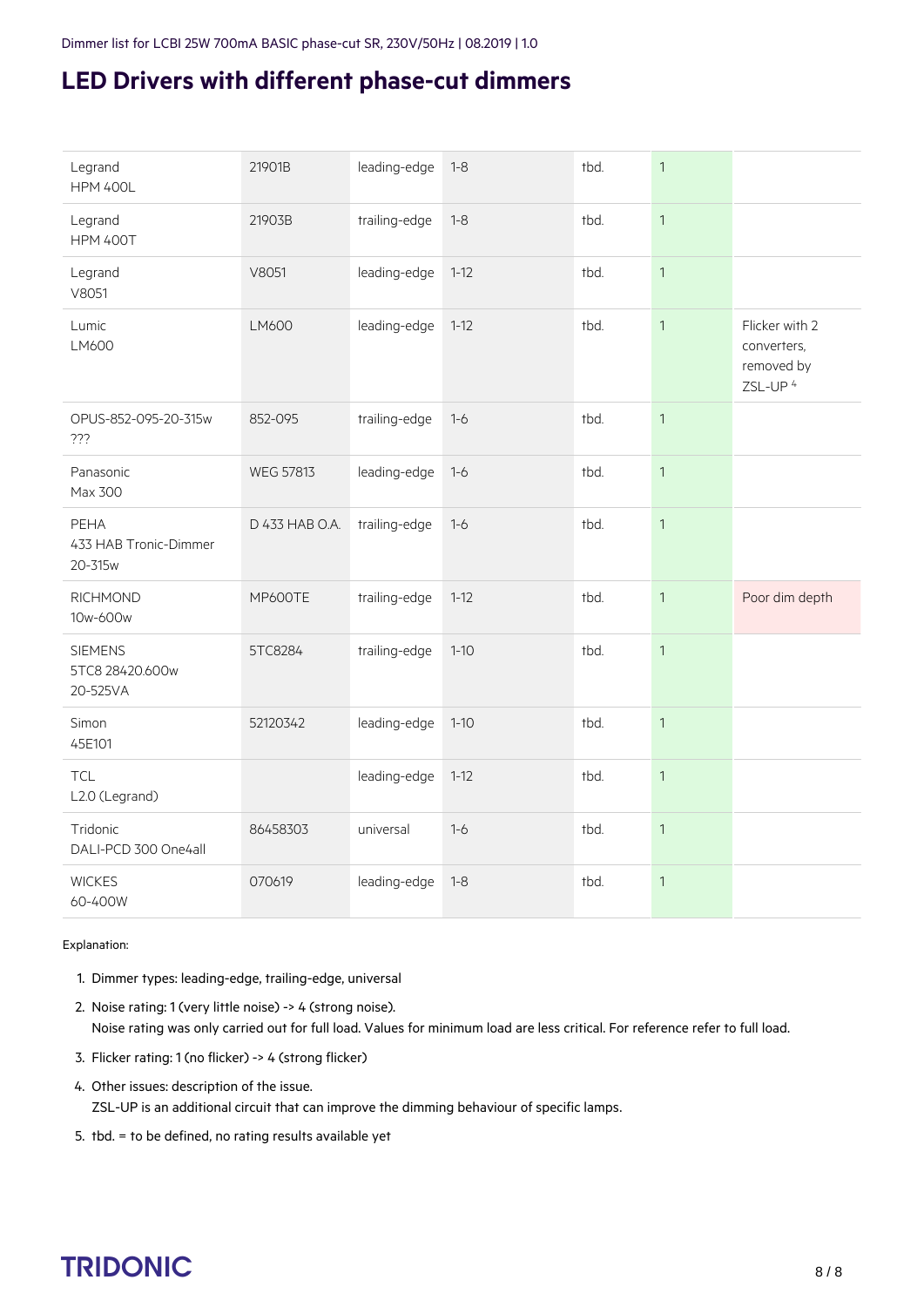# LED Drivers with different phase-cut dimmers

| | | | | | | |
|---|---|---|---|---|---|---|
| Legrand HPM 400L | 21901B | leading-edge | 1-8 | tbd. | 1 | |
| Legrand HPM 400T | 21903B | trailing-edge | 1-8 | tbd. | 1 | |
| Legrand V8051 | V8051 | leading-edge | 1-12 | tbd. | 1 | |
| Lumic LM600 | LM600 | leading-edge | 1-12 | tbd. | 1 | Flicker with 2 converters, removed by ZSL-UP [4] |
| OPUS-852-095-20-315w ??? | 852-095 | trailing-edge | 1-6 | tbd. | 1 | |
| Panasonic Max 300 | WEG 57813 | leading-edge | 1-6 | tbd. | 1 | |
| PEHA 433 HAB Tronic-Dimmer 20-315w | D 433 HAB O.A. | trailing-edge | 1-6 | tbd. | 1 | |
| RICHMOND 10w-600w | MP600TE | trailing-edge | 1-12 | tbd. | 1 | Poor dim depth |
| SIEMENS 5TC8 28420.600w 20-525VA | 5TC8284 | trailing-edge | 1-10 | tbd. | 1 | |
| Simon 45E101 | 52120342 | leading-edge | 1-10 | tbd. | 1 | |
| TCL L2.0 (Legrand) | | leading-edge | 1-12 | tbd. | 1 | |
| Tridonic DALI-PCD 300 One4all | 86458303 | universal | 1-6 | tbd. | 1 | |
| WICKES 60-400W | 070619 | leading-edge | 1-8 | tbd. | 1 | |

Explanation:

1. Dimmer types: leading-edge, trailing-edge, universal
2. Noise rating: 1 (very little noise) -> 4 (strong noise).
   Noise rating was only carried out for full load. Values for minimum load are less critical. For reference refer to full load.
3. Flicker rating: 1 (no flicker) -> 4 (strong flicker)
4. Other issues: description of the issue.
   ZSL-UP is an additional circuit that can improve the dimming behaviour of specific lamps.
5. tbd. = to be defined, no rating results available yet